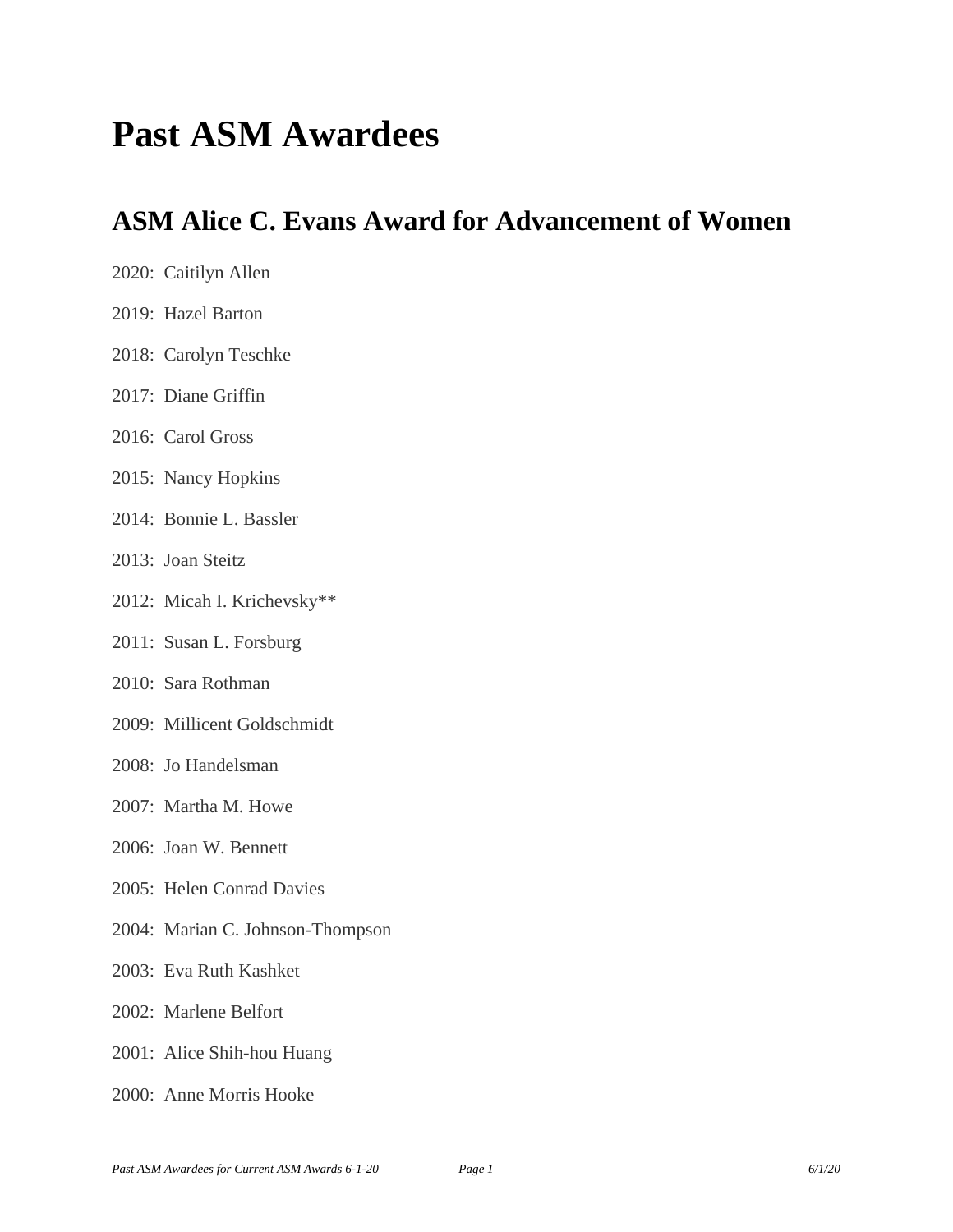# Past ASM Awardees

## ASM Alice C. Evans Award for Advancement of Women

2020: Caitilyn Allen

2019: Hazel Barton

2018: Carolyn Teschke

2017: Diane Griffin

2016: Carol Gross

2015: Nancy Hopkins

2014: Bonnie L. Bassler

2013: Joan Steitz

2012: Micah I. Krichevsky**

2011: Susan L. Forsburg

2010: Sara Rothman

2009: Millicent Goldschmidt

2008: Jo Handelsman

2007: Martha M. Howe

2006: Joan W. Bennett

2005: Helen Conrad Davies

2004: Marian C. Johnson-Thompson

2003: Eva Ruth Kashket

2002: Marlene Belfort

2001: Alice Shih-hou Huang

2000: Anne Morris Hooke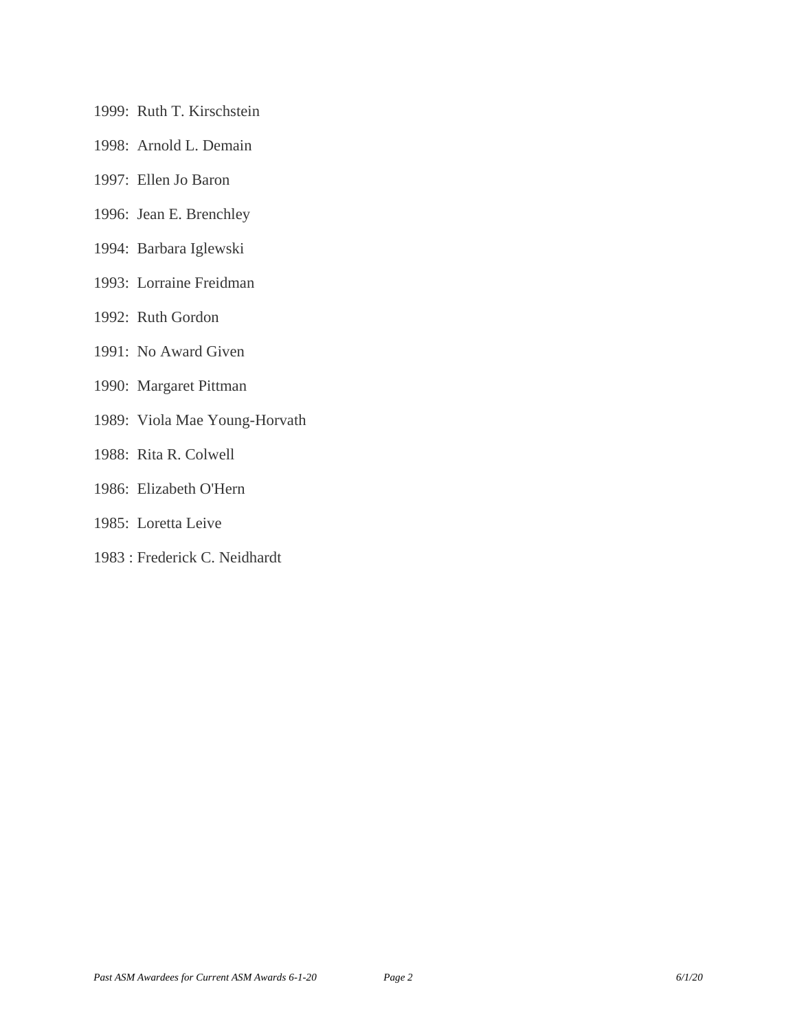1999: Ruth T. Kirschstein

1998: Arnold L. Demain

1997: Ellen Jo Baron

1996: Jean E. Brenchley

1994: Barbara Iglewski

1993: Lorraine Freidman

1992: Ruth Gordon

1991: No Award Given

1990: Margaret Pittman

1989: Viola Mae Young-Horvath

1988: Rita R. Colwell

1986: Elizabeth O'Hern

1985: Loretta Leive

1983 : Frederick C. Neidhardt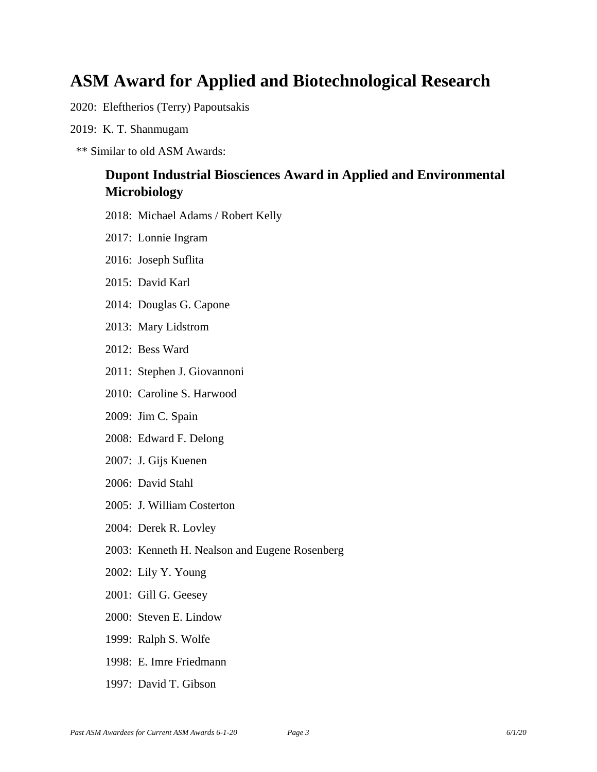# ASM Award for Applied and Biotechnological Research

2020: Eleftherios (Terry) Papoutsakis

2019: K. T. Shanmugam

** Similar to old ASM Awards:

## Dupont Industrial Biosciences Award in Applied and Environmental Microbiology

2018: Michael Adams / Robert Kelly

2017: Lonnie Ingram

2016: Joseph Suflita

2015: David Karl

2014: Douglas G. Capone

2013: Mary Lidstrom

2012: Bess Ward

2011: Stephen J. Giovannoni

2010: Caroline S. Harwood

2009: Jim C. Spain

2008: Edward F. Delong

2007: J. Gijs Kuenen

2006: David Stahl

2005: J. William Costerton

2004: Derek R. Lovley

2003: Kenneth H. Nealson and Eugene Rosenberg

2002: Lily Y. Young

2001: Gill G. Geesey

2000: Steven E. Lindow

1999: Ralph S. Wolfe

1998: E. Imre Friedmann

1997: David T. Gibson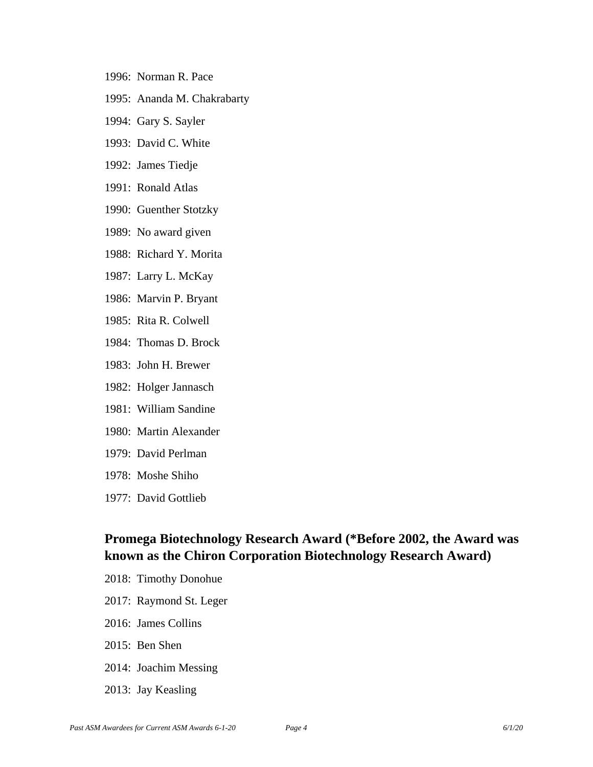1996: Norman R. Pace

1995: Ananda M. Chakrabarty

1994: Gary S. Sayler

1993: David C. White

1992: James Tiedje

1991: Ronald Atlas

1990: Guenther Stotzky

1989: No award given

1988: Richard Y. Morita

1987: Larry L. McKay

1986: Marvin P. Bryant

1985: Rita R. Colwell

1984: Thomas D. Brock

1983: John H. Brewer

1982: Holger Jannasch

1981: William Sandine

1980: Martin Alexander

1979: David Perlman

1978: Moshe Shiho

1977: David Gottlieb

## Promega Biotechnology Research Award (*Before 2002, the Award was known as the Chiron Corporation Biotechnology Research Award)

2018: Timothy Donohue

2017: Raymond St. Leger

2016: James Collins

2015: Ben Shen

2014: Joachim Messing

2013: Jay Keasling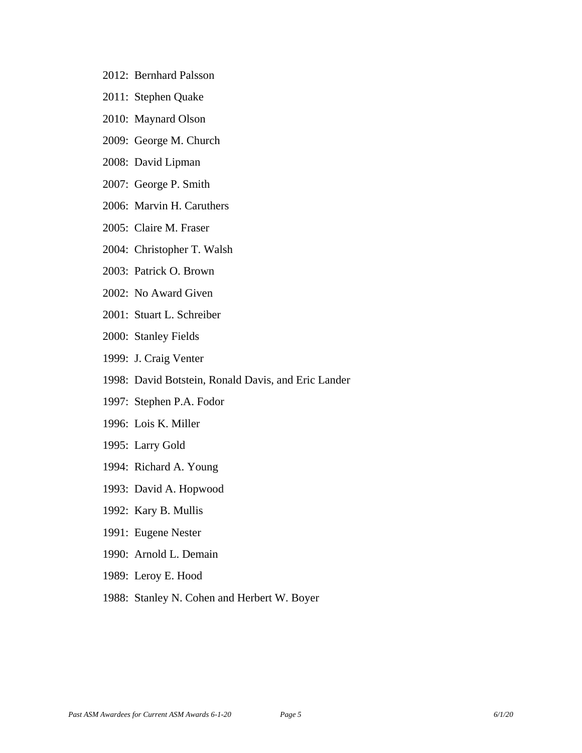2012: Bernhard Palsson

2011: Stephen Quake

2010: Maynard Olson

2009: George M. Church

2008: David Lipman

2007: George P. Smith

2006: Marvin H. Caruthers

2005: Claire M. Fraser

2004: Christopher T. Walsh

2003: Patrick O. Brown

2002: No Award Given

2001: Stuart L. Schreiber

2000: Stanley Fields

1999: J. Craig Venter

1998: David Botstein, Ronald Davis, and Eric Lander

1997: Stephen P.A. Fodor

1996: Lois K. Miller

1995: Larry Gold

1994: Richard A. Young

1993: David A. Hopwood

1992: Kary B. Mullis

1991: Eugene Nester

1990: Arnold L. Demain

1989: Leroy E. Hood

1988: Stanley N. Cohen and Herbert W. Boyer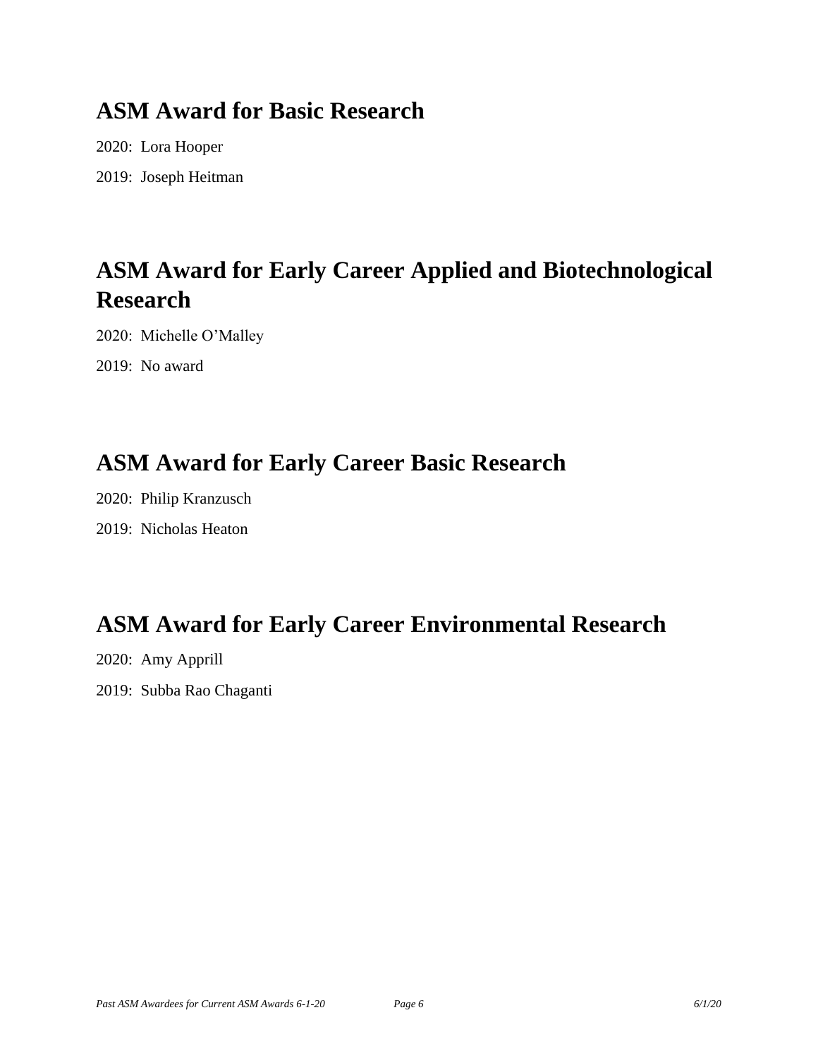## ASM Award for Basic Research

2020: Lora Hooper

2019: Joseph Heitman

## ASM Award for Early Career Applied and Biotechnological Research

2020: Michelle O'Malley

2019: No award

## ASM Award for Early Career Basic Research

2020: Philip Kranzusch

2019: Nicholas Heaton

## ASM Award for Early Career Environmental Research

2020: Amy Apprill

2019: Subba Rao Chaganti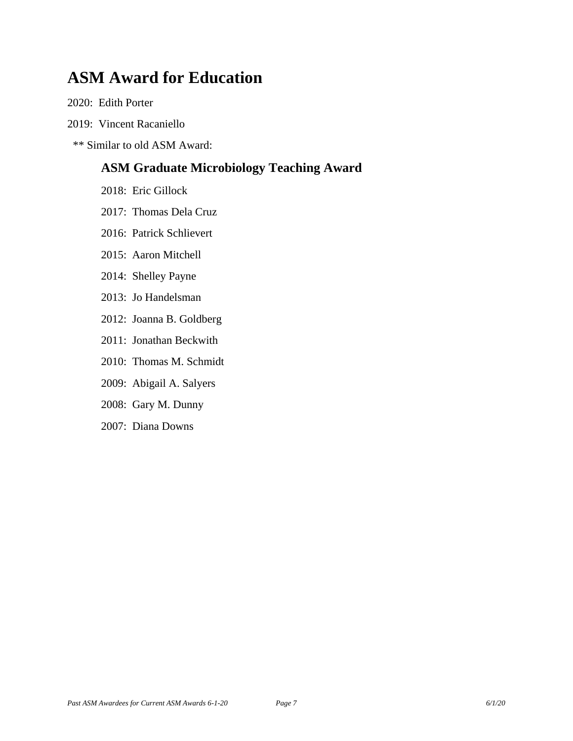# ASM Award for Education

2020: Edith Porter

2019: Vincent Racaniello

** Similar to old ASM Award:

## ASM Graduate Microbiology Teaching Award

2018: Eric Gillock

2017: Thomas Dela Cruz

2016: Patrick Schlievert

2015: Aaron Mitchell

2014: Shelley Payne

2013: Jo Handelsman

2012: Joanna B. Goldberg

2011: Jonathan Beckwith

2010: Thomas M. Schmidt

2009: Abigail A. Salyers

2008: Gary M. Dunny

2007: Diana Downs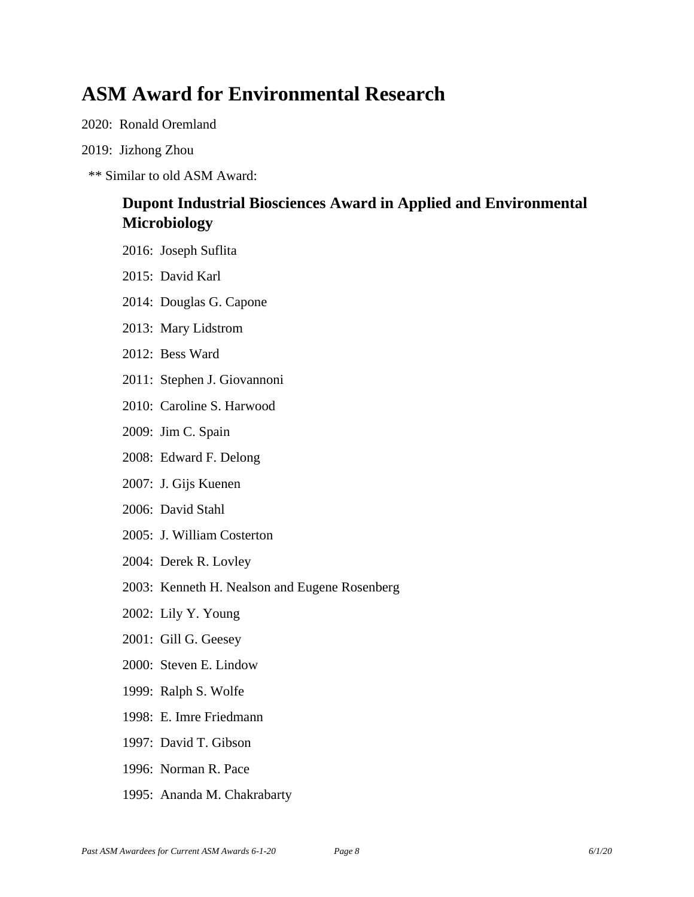# ASM Award for Environmental Research

2020: Ronald Oremland

2019: Jizhong Zhou

** Similar to old ASM Award:

## Dupont Industrial Biosciences Award in Applied and Environmental Microbiology

2016: Joseph Suflita

2015: David Karl

2014: Douglas G. Capone

2013: Mary Lidstrom

2012: Bess Ward

2011: Stephen J. Giovannoni

2010: Caroline S. Harwood

2009: Jim C. Spain

2008: Edward F. Delong

2007: J. Gijs Kuenen

2006: David Stahl

2005: J. William Costerton

2004: Derek R. Lovley

2003: Kenneth H. Nealson and Eugene Rosenberg

2002: Lily Y. Young

2001: Gill G. Geesey

2000: Steven E. Lindow

1999: Ralph S. Wolfe

1998: E. Imre Friedmann

1997: David T. Gibson

1996: Norman R. Pace

1995: Ananda M. Chakrabarty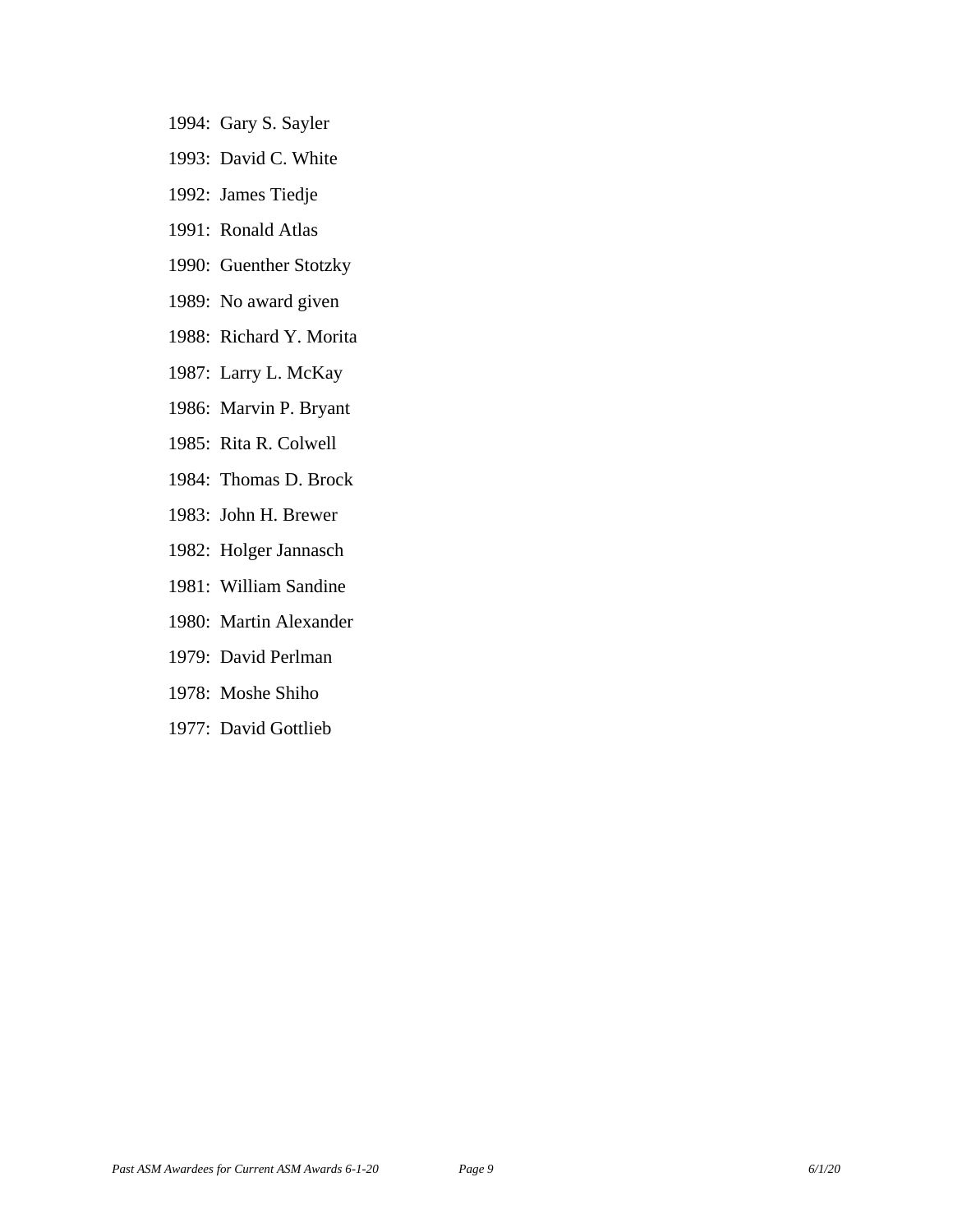1994: Gary S. Sayler

1993: David C. White

1992: James Tiedje

1991: Ronald Atlas

1990: Guenther Stotzky

1989: No award given

1988: Richard Y. Morita

1987: Larry L. McKay

1986: Marvin P. Bryant

1985: Rita R. Colwell

1984: Thomas D. Brock

1983: John H. Brewer

1982: Holger Jannasch

1981: William Sandine

1980: Martin Alexander

1979: David Perlman

1978: Moshe Shiho

1977: David Gottlieb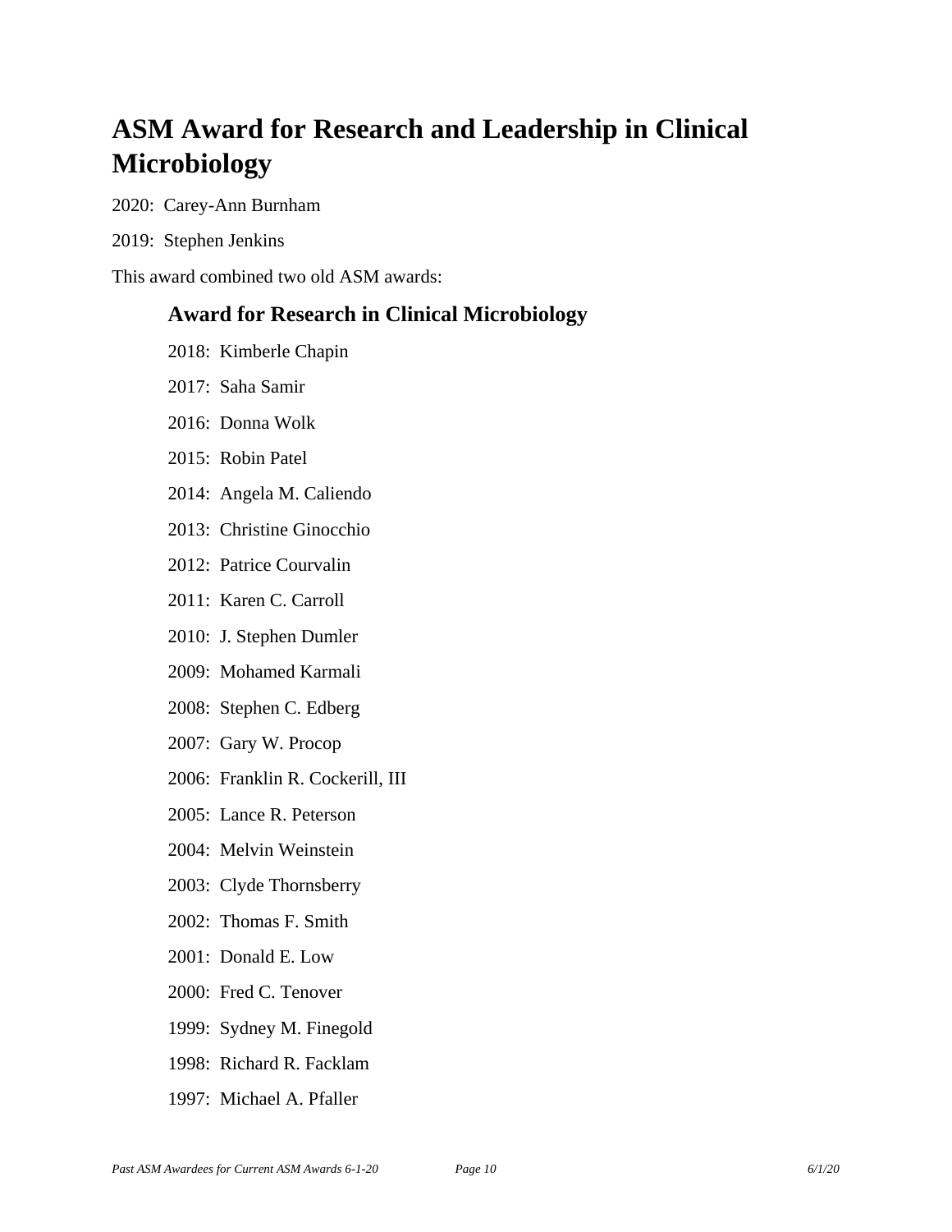# ASM Award for Research and Leadership in Clinical Microbiology

2020: Carey-Ann Burnham

2019: Stephen Jenkins

This award combined two old ASM awards:

## Award for Research in Clinical Microbiology

2018: Kimberle Chapin

2017: Saha Samir

2016: Donna Wolk

2015: Robin Patel

2014: Angela M. Caliendo

2013: Christine Ginocchio

2012: Patrice Courvalin

2011: Karen C. Carroll

2010: J. Stephen Dumler

2009: Mohamed Karmali

2008: Stephen C. Edberg

2007: Gary W. Procop

2006: Franklin R. Cockerill, III

2005: Lance R. Peterson

2004: Melvin Weinstein

2003: Clyde Thornsberry

2002: Thomas F. Smith

2001: Donald E. Low

2000: Fred C. Tenover

1999: Sydney M. Finegold

1998: Richard R. Facklam

1997: Michael A. Pfaller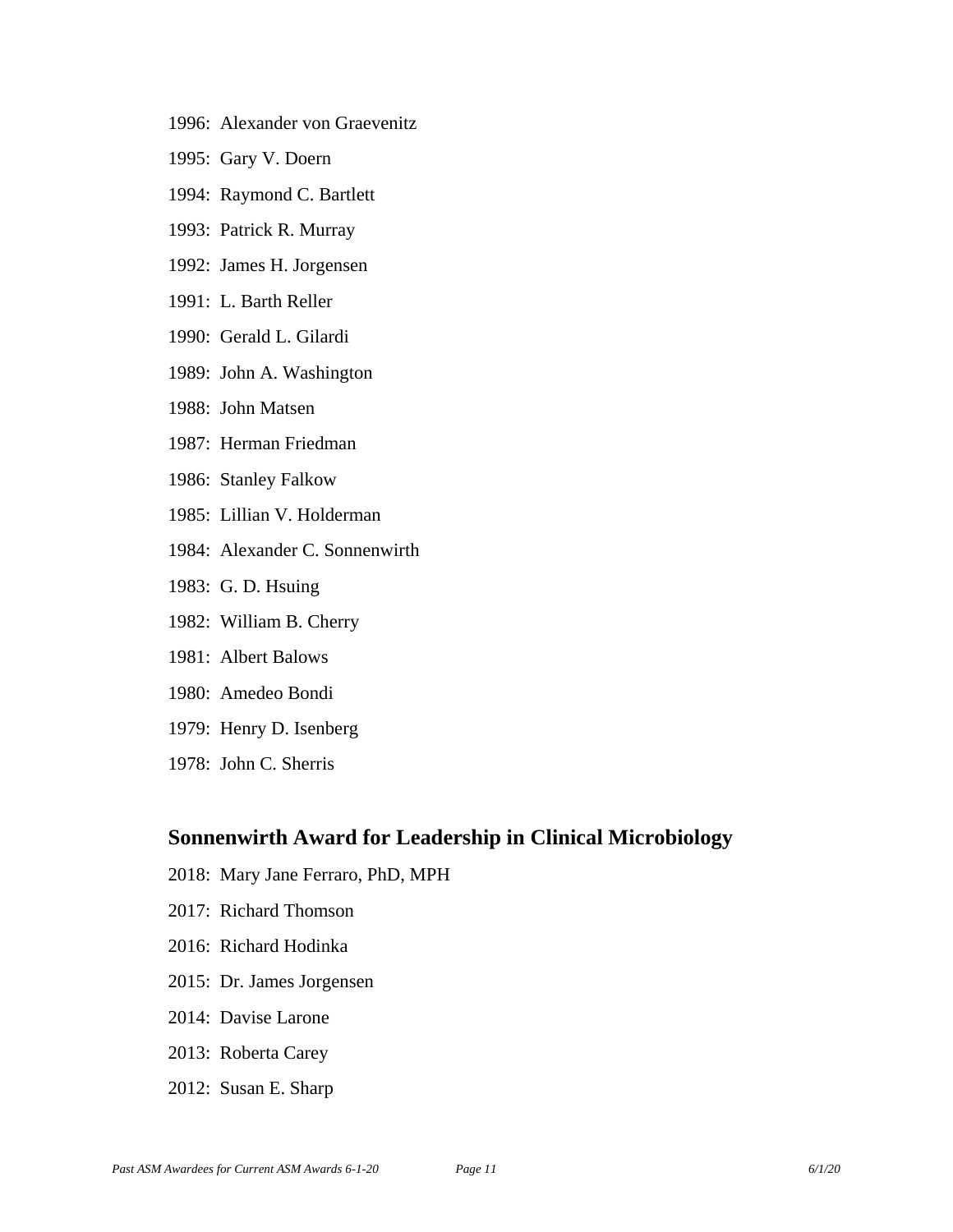1996: Alexander von Graevenitz

1995: Gary V. Doern

1994: Raymond C. Bartlett

1993: Patrick R. Murray

1992: James H. Jorgensen

1991: L. Barth Reller

1990: Gerald L. Gilardi

1989: John A. Washington

1988: John Matsen

1987: Herman Friedman

1986: Stanley Falkow

1985: Lillian V. Holderman

1984: Alexander C. Sonnenwirth

1983: G. D. Hsuing

1982: William B. Cherry

1981: Albert Balows

1980: Amedeo Bondi

1979: Henry D. Isenberg

1978: John C. Sherris

## Sonnenwirth Award for Leadership in Clinical Microbiology

2018: Mary Jane Ferraro, PhD, MPH

2017: Richard Thomson

2016: Richard Hodinka

2015: Dr. James Jorgensen

2014: Davise Larone

2013: Roberta Carey

2012: Susan E. Sharp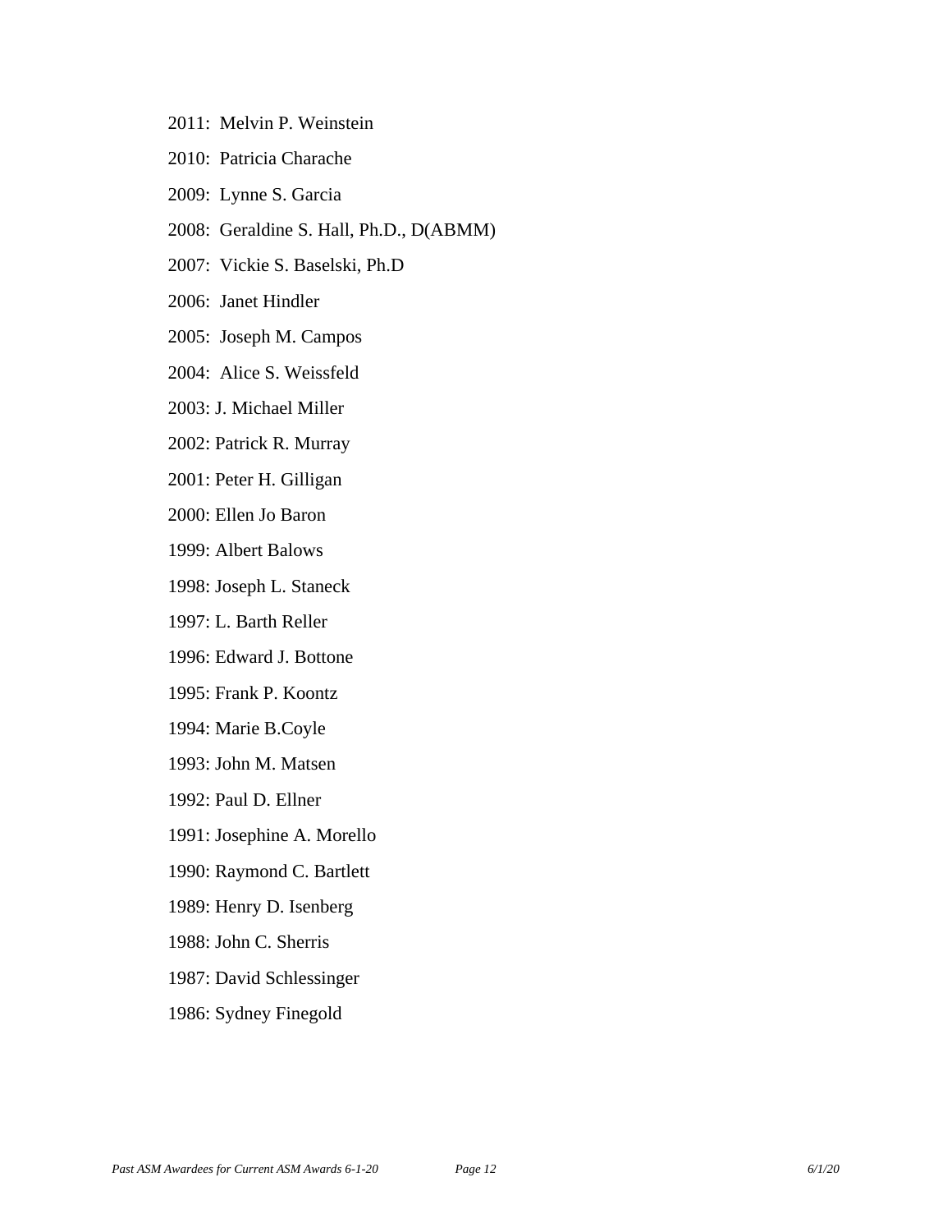2011: Melvin P. Weinstein

2010: Patricia Charache

2009: Lynne S. Garcia

2008: Geraldine S. Hall, Ph.D., D(ABMM)

2007: Vickie S. Baselski, Ph.D

2006: Janet Hindler

2005: Joseph M. Campos

2004: Alice S. Weissfeld

2003: J. Michael Miller

2002: Patrick R. Murray

2001: Peter H. Gilligan

2000: Ellen Jo Baron

1999: Albert Balows

1998: Joseph L. Staneck

1997: L. Barth Reller

1996: Edward J. Bottone

1995: Frank P. Koontz

1994: Marie B.Coyle

1993: John M. Matsen

1992: Paul D. Ellner

1991: Josephine A. Morello

1990: Raymond C. Bartlett

1989: Henry D. Isenberg

1988: John C. Sherris

1987: David Schlessinger

1986: Sydney Finegold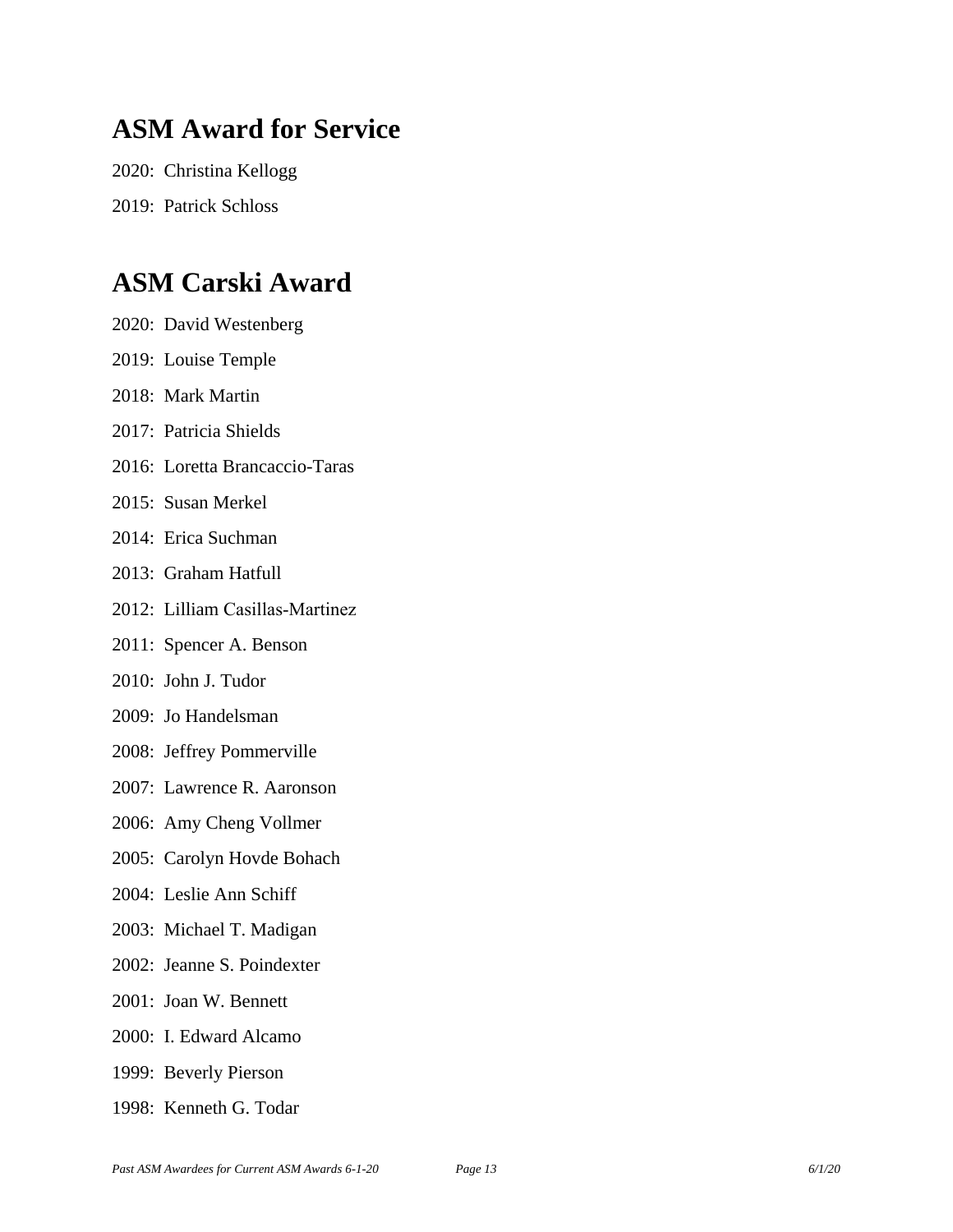## ASM Award for Service

2020: Christina Kellogg

2019: Patrick Schloss

## ASM Carski Award

2020: David Westenberg

2019: Louise Temple

2018: Mark Martin

2017: Patricia Shields

2016: Loretta Brancaccio-Taras

2015: Susan Merkel

2014: Erica Suchman

2013: Graham Hatfull

2012: Lilliam Casillas-Martinez

2011: Spencer A. Benson

2010: John J. Tudor

2009: Jo Handelsman

2008: Jeffrey Pommerville

2007: Lawrence R. Aaronson

2006: Amy Cheng Vollmer

2005: Carolyn Hovde Bohach

2004: Leslie Ann Schiff

2003: Michael T. Madigan

2002: Jeanne S. Poindexter

2001: Joan W. Bennett

2000: I. Edward Alcamo

1999: Beverly Pierson

1998: Kenneth G. Todar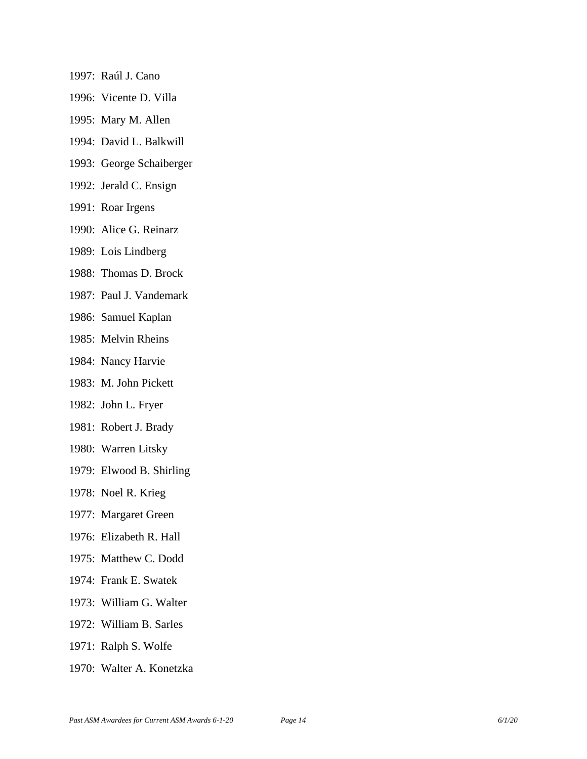1997: Raúl J. Cano

1996: Vicente D. Villa

1995: Mary M. Allen

1994: David L. Balkwill

1993: George Schaiberger

1992: Jerald C. Ensign

1991: Roar Irgens

1990: Alice G. Reinarz

1989: Lois Lindberg

1988: Thomas D. Brock

1987: Paul J. Vandemark

1986: Samuel Kaplan

1985: Melvin Rheins

1984: Nancy Harvie

1983: M. John Pickett

1982: John L. Fryer

1981: Robert J. Brady

1980: Warren Litsky

1979: Elwood B. Shirling

1978: Noel R. Krieg

1977: Margaret Green

1976: Elizabeth R. Hall

1975: Matthew C. Dodd

1974: Frank E. Swatek

1973: William G. Walter

1972: William B. Sarles

1971: Ralph S. Wolfe

1970: Walter A. Konetzka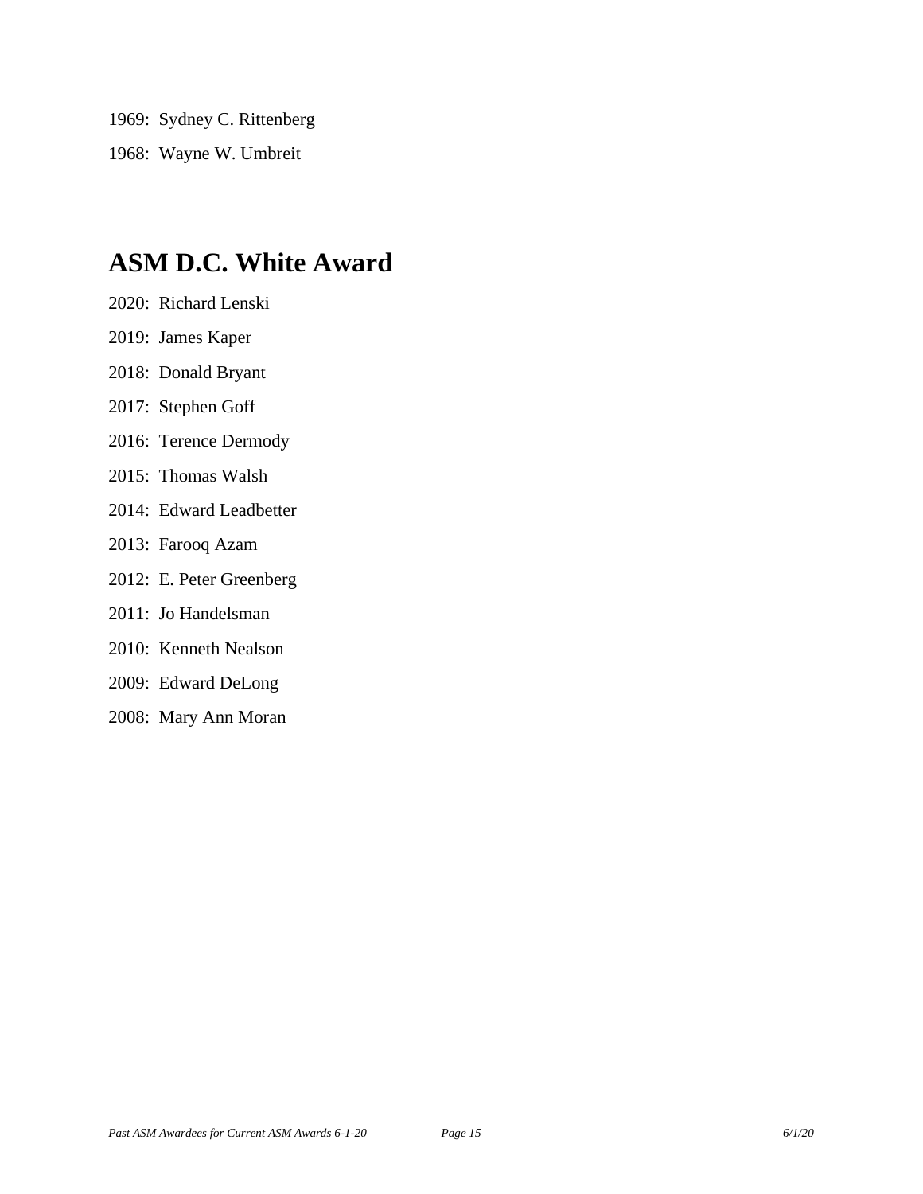1969: Sydney C. Rittenberg

1968: Wayne W. Umbreit

# ASM D.C. White Award

2020: Richard Lenski

2019: James Kaper

2018: Donald Bryant

2017: Stephen Goff

2016: Terence Dermody

2015: Thomas Walsh

2014: Edward Leadbetter

2013: Farooq Azam

2012: E. Peter Greenberg

2011: Jo Handelsman

2010: Kenneth Nealson

2009: Edward DeLong

2008: Mary Ann Moran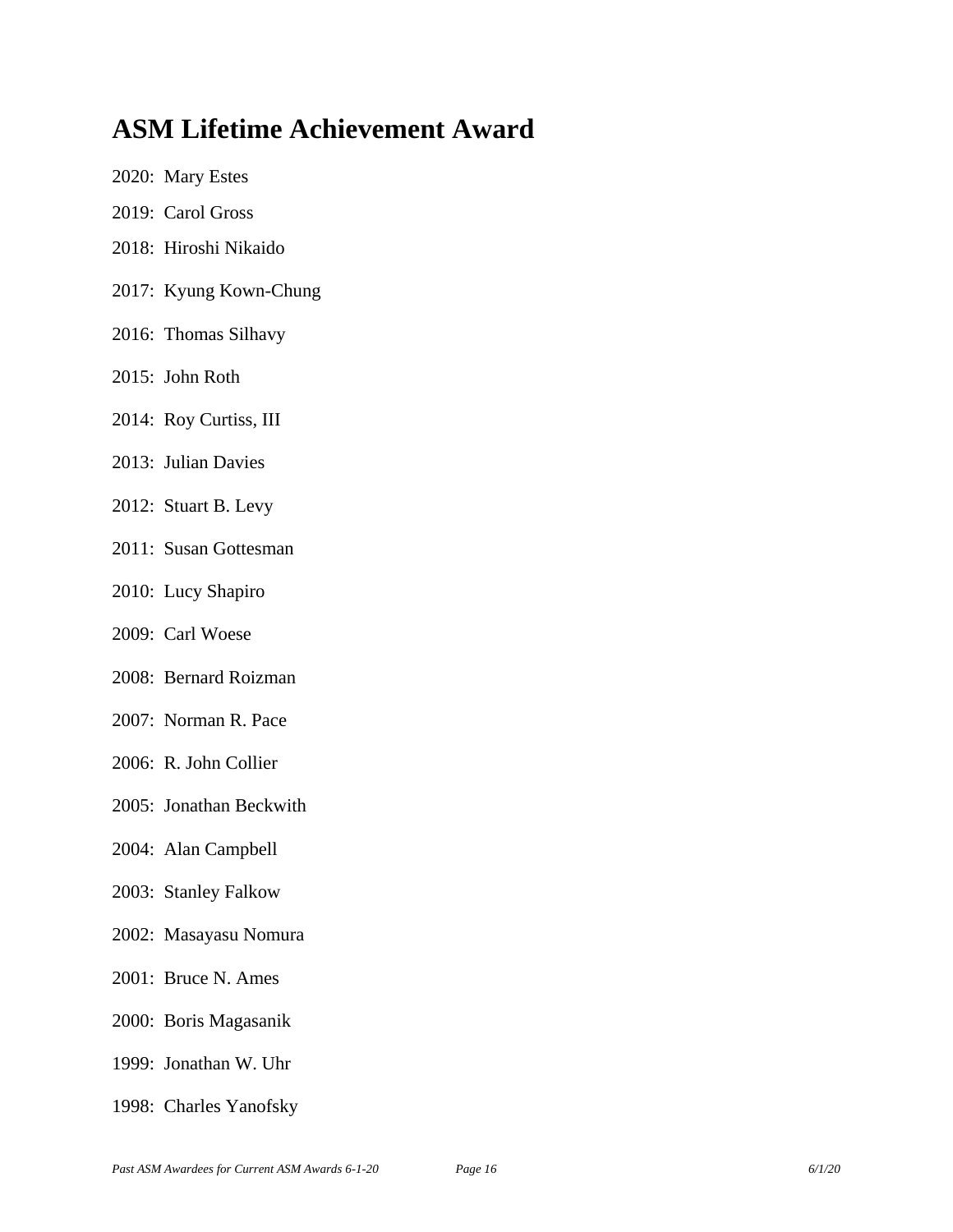# ASM Lifetime Achievement Award

2020: Mary Estes

2019: Carol Gross

2018: Hiroshi Nikaido

2017: Kyung Kown-Chung

2016: Thomas Silhavy

2015: John Roth

2014: Roy Curtiss, III

2013: Julian Davies

2012: Stuart B. Levy

2011: Susan Gottesman

2010: Lucy Shapiro

2009: Carl Woese

2008: Bernard Roizman

2007: Norman R. Pace

2006: R. John Collier

2005: Jonathan Beckwith

2004: Alan Campbell

2003: Stanley Falkow

2002: Masayasu Nomura

2001: Bruce N. Ames

2000: Boris Magasanik

1999: Jonathan W. Uhr

1998: Charles Yanofsky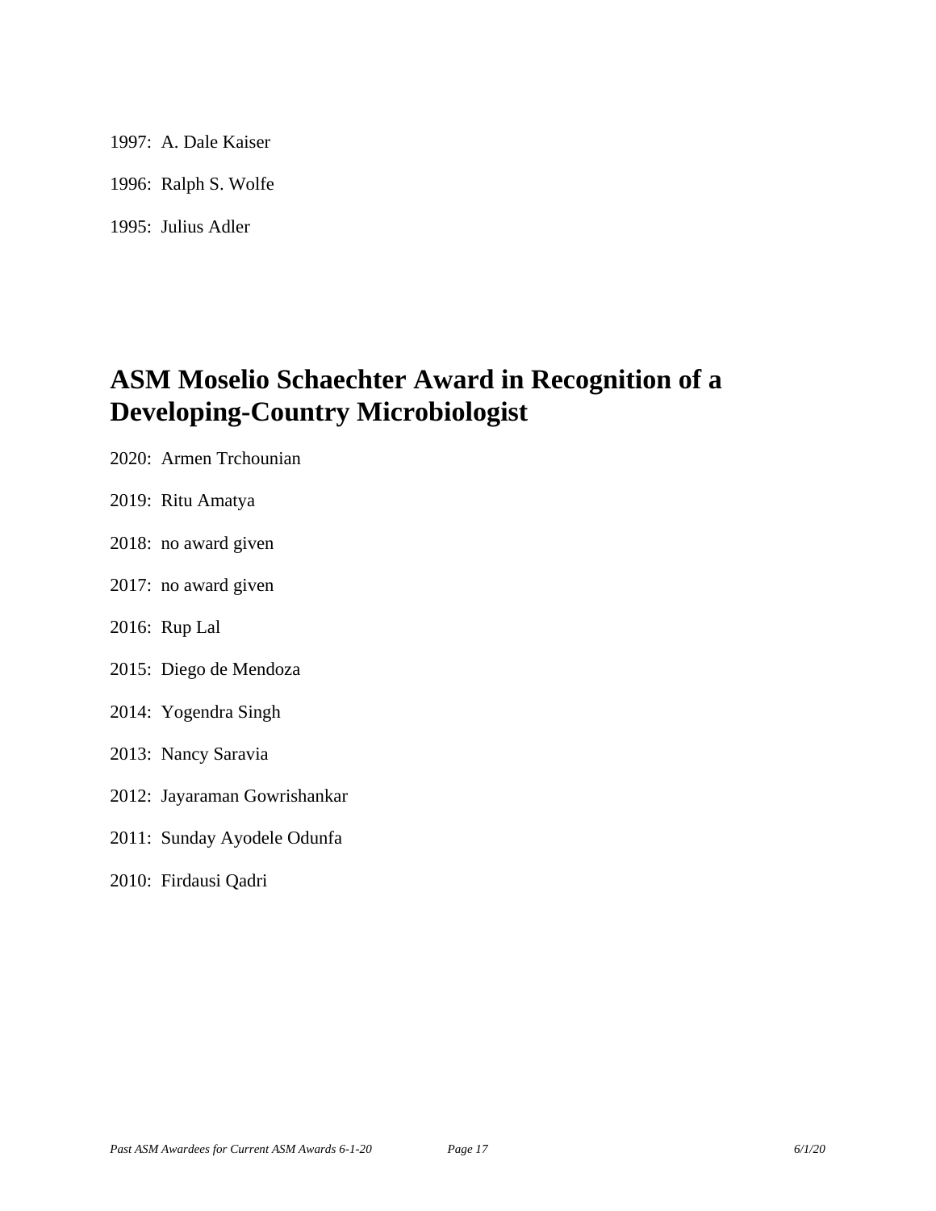1997: A. Dale Kaiser

1996: Ralph S. Wolfe

1995: Julius Adler

## ASM Moselio Schaechter Award in Recognition of a Developing-Country Microbiologist

2020: Armen Trchounian

2019: Ritu Amatya

2018: no award given

2017: no award given

2016: Rup Lal

2015: Diego de Mendoza

2014: Yogendra Singh

2013: Nancy Saravia

2012: Jayaraman Gowrishankar

2011: Sunday Ayodele Odunfa

2010: Firdausi Qadri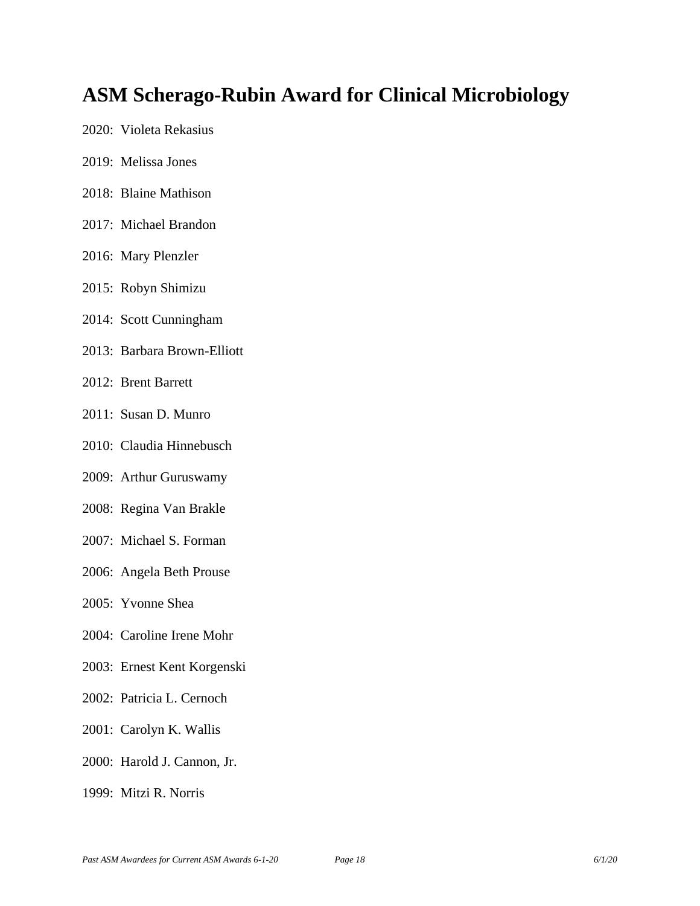# ASM Scherago-Rubin Award for Clinical Microbiology

2020: Violeta Rekasius

2019: Melissa Jones

2018: Blaine Mathison

2017: Michael Brandon

2016: Mary Plenzler

2015: Robyn Shimizu

2014: Scott Cunningham

2013: Barbara Brown-Elliott

2012: Brent Barrett

2011: Susan D. Munro

2010: Claudia Hinnebusch

2009: Arthur Guruswamy

2008: Regina Van Brakle

2007: Michael S. Forman

2006: Angela Beth Prouse

2005: Yvonne Shea

2004: Caroline Irene Mohr

2003: Ernest Kent Korgenski

2002: Patricia L. Cernoch

2001: Carolyn K. Wallis

2000: Harold J. Cannon, Jr.

1999: Mitzi R. Norris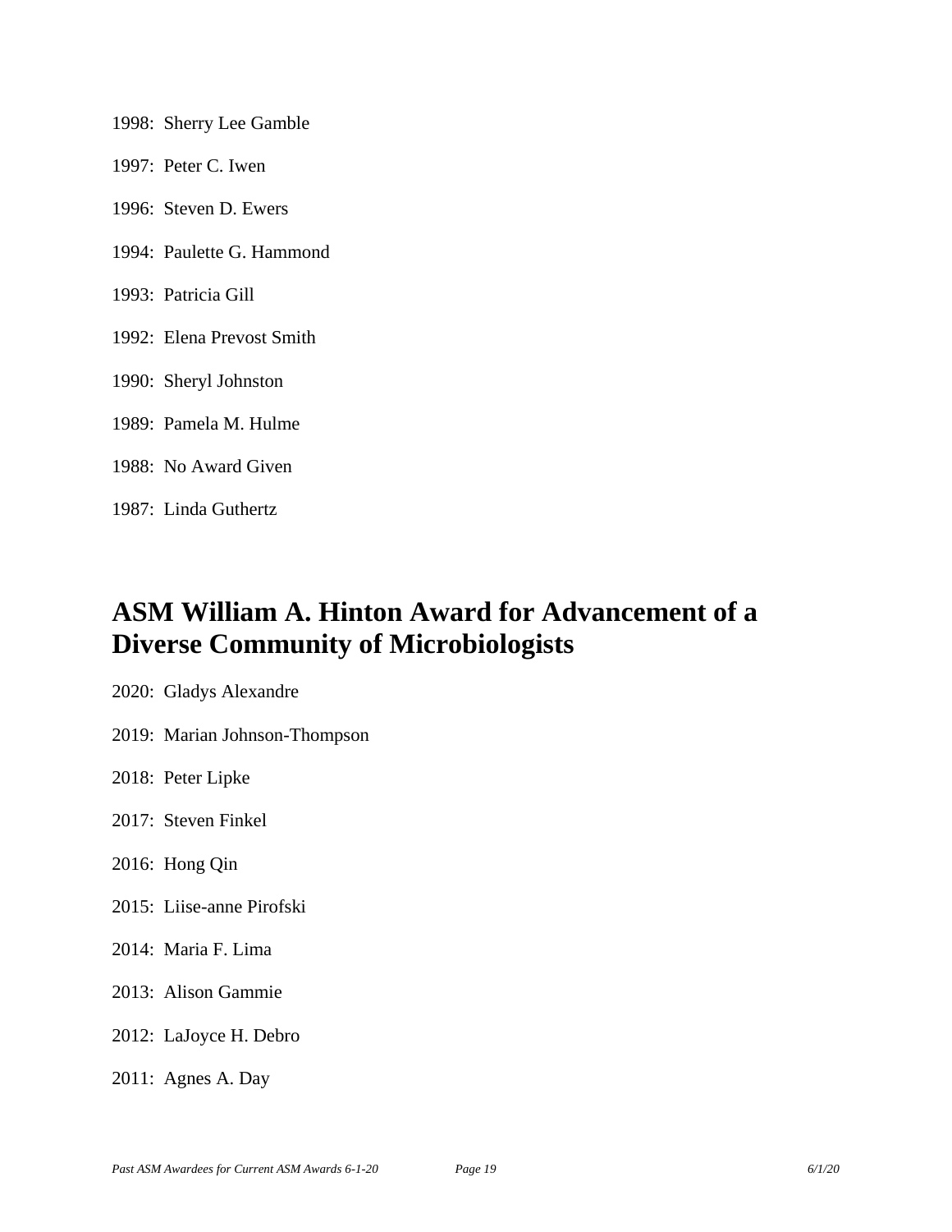1998: Sherry Lee Gamble

1997: Peter C. Iwen

1996: Steven D. Ewers

1994: Paulette G. Hammond

1993: Patricia Gill

1992: Elena Prevost Smith

1990: Sheryl Johnston

1989: Pamela M. Hulme

1988: No Award Given

1987: Linda Guthertz

## ASM William A. Hinton Award for Advancement of a Diverse Community of Microbiologists

2020: Gladys Alexandre

2019: Marian Johnson-Thompson

2018: Peter Lipke

2017: Steven Finkel

2016: Hong Qin

2015: Liise-anne Pirofski

2014: Maria F. Lima

2013: Alison Gammie

2012: LaJoyce H. Debro

2011: Agnes A. Day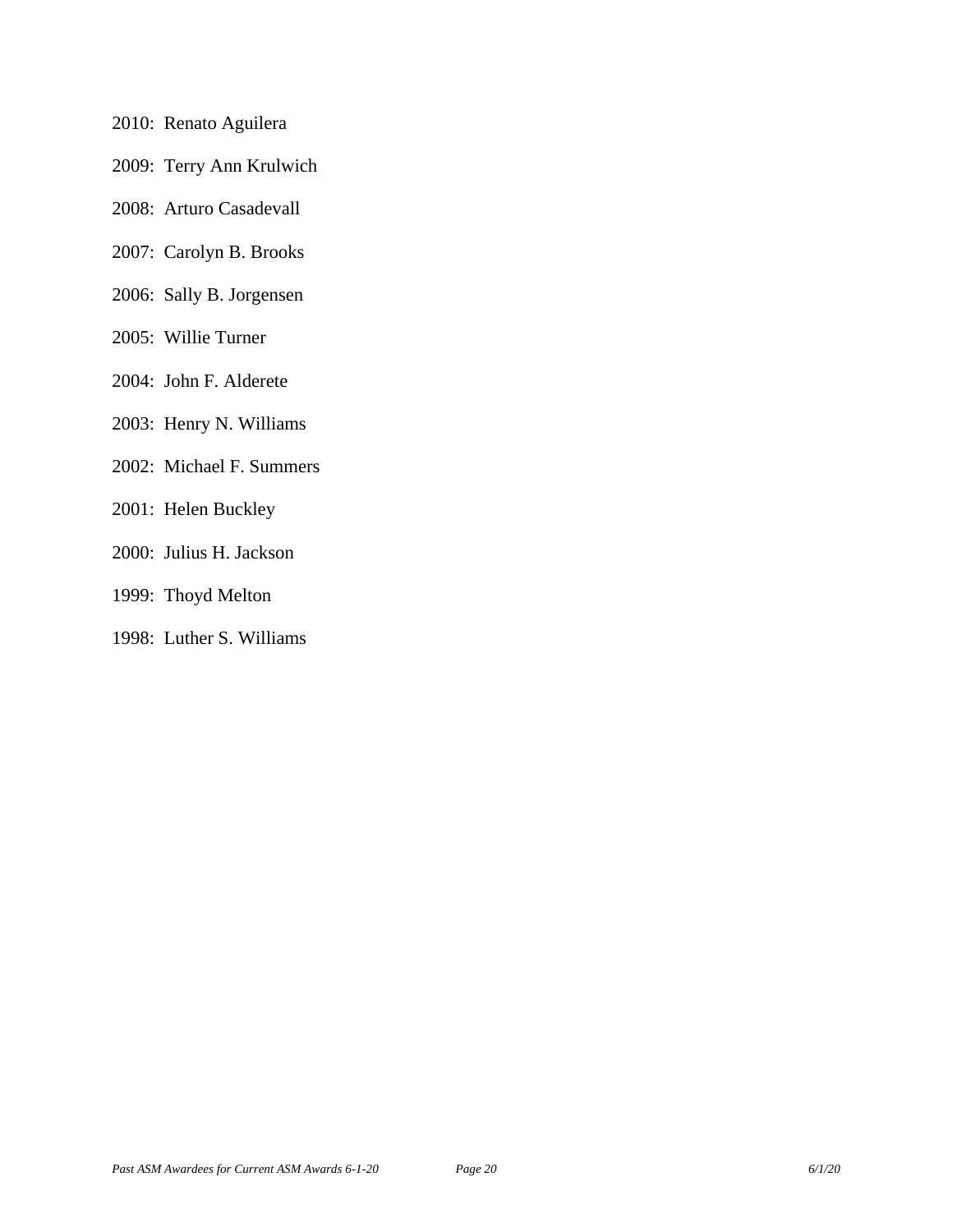2010: Renato Aguilera

2009: Terry Ann Krulwich

2008: Arturo Casadevall

2007: Carolyn B. Brooks

2006: Sally B. Jorgensen

2005: Willie Turner

2004: John F. Alderete

2003: Henry N. Williams

2002: Michael F. Summers

2001: Helen Buckley

2000: Julius H. Jackson

1999: Thoyd Melton

1998: Luther S. Williams